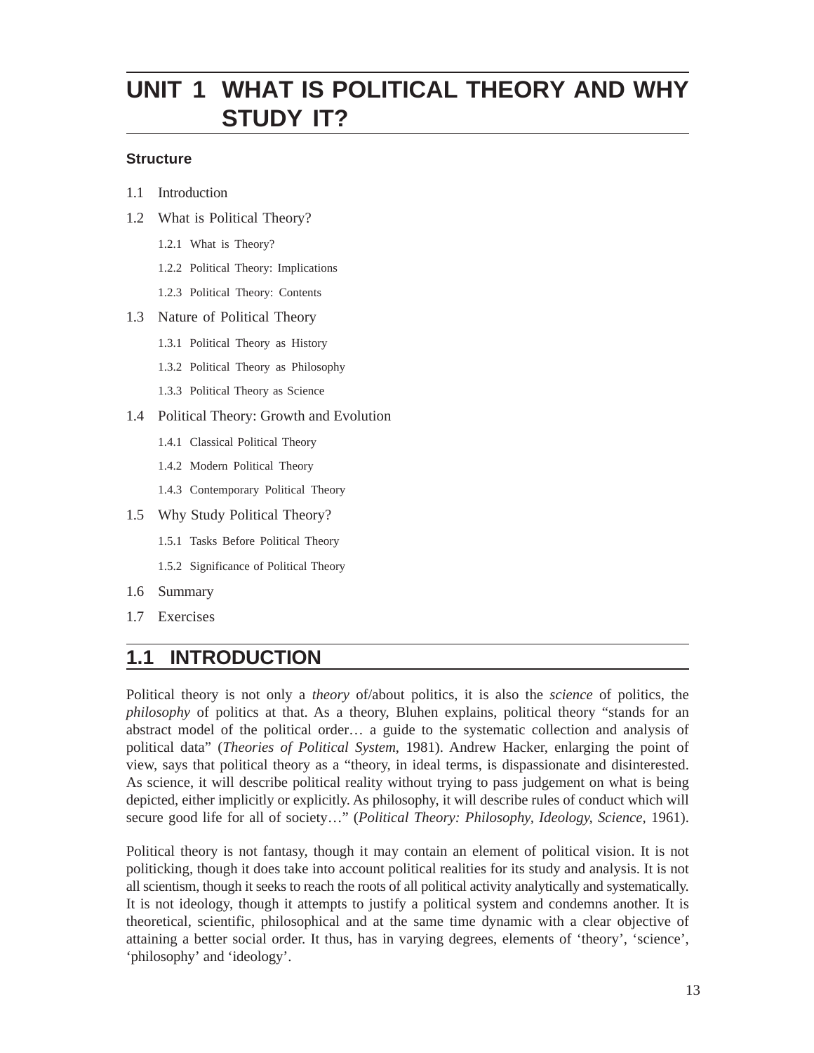# UNIT 1 WHAT IS POLITICAL THEORY AND WHY STUDY IT?

**Structure**

1.1 Introduction

1.2 What is Political Theory?

- 1.2.1 What is Theory?
- 1.2.2 Political Theory: Implications
- 1.2.3 Political Theory: Contents

1.3 Nature of Political Theory

- 1.3.1 Political Theory as History
- 1.3.2 Political Theory as Philosophy
- 1.3.3 Political Theory as Science

1.4 Political Theory: Growth and Evolution

- 1.4.1 Classical Political Theory
- 1.4.2 Modern Political Theory
- 1.4.3 Contemporary Political Theory

1.5 Why Study Political Theory?

- 1.5.1 Tasks Before Political Theory
- 1.5.2 Significance of Political Theory

1.6 Summary

1.7 Exercises

## 1.1 INTRODUCTION

Political theory is not only a *theory* of/about politics, it is also the *science* of politics, the *philosophy* of politics at that. As a theory, Bluhen explains, political theory "stands for an abstract model of the political order… a guide to the systematic collection and analysis of political data" (*Theories of Political System*, 1981). Andrew Hacker, enlarging the point of view, says that political theory as a "theory, in ideal terms, is dispassionate and disinterested. As science, it will describe political reality without trying to pass judgement on what is being depicted, either implicitly or explicitly. As philosophy, it will describe rules of conduct which will secure good life for all of society…" (*Political Theory: Philosophy, Ideology, Science,* 1961).

Political theory is not fantasy, though it may contain an element of political vision. It is not politicking, though it does take into account political realities for its study and analysis. It is not all scientism, though it seeks to reach the roots of all political activity analytically and systematically. It is not ideology, though it attempts to justify a political system and condemns another. It is theoretical, scientific, philosophical and at the same time dynamic with a clear objective of attaining a better social order. It thus, has in varying degrees, elements of 'theory', 'science', 'philosophy' and 'ideology'.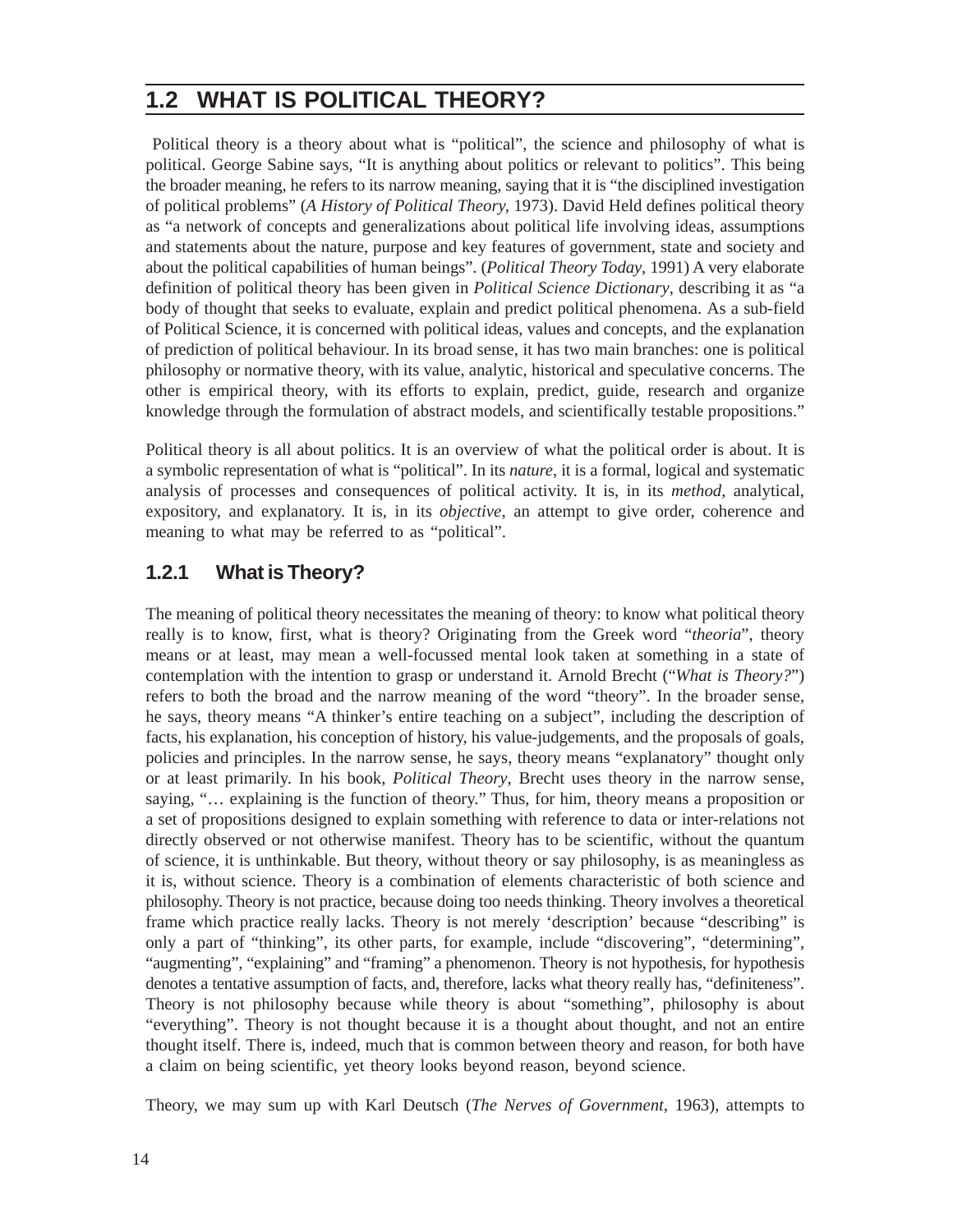## 1.2 WHAT IS POLITICAL THEORY?

Political theory is a theory about what is "political", the science and philosophy of what is political. George Sabine says, "It is anything about politics or relevant to politics". This being the broader meaning, he refers to its narrow meaning, saying that it is "the disciplined investigation of political problems" (*A History of Political Theory,* 1973). David Held defines political theory as "a network of concepts and generalizations about political life involving ideas, assumptions and statements about the nature, purpose and key features of government, state and society and about the political capabilities of human beings". (*Political Theory Today*, 1991) A very elaborate definition of political theory has been given in *Political Science Dictionary*, describing it as "a body of thought that seeks to evaluate, explain and predict political phenomena. As a sub-field of Political Science, it is concerned with political ideas, values and concepts, and the explanation of prediction of political behaviour. In its broad sense, it has two main branches: one is political philosophy or normative theory, with its value, analytic, historical and speculative concerns. The other is empirical theory, with its efforts to explain, predict, guide, research and organize knowledge through the formulation of abstract models, and scientifically testable propositions."

Political theory is all about politics. It is an overview of what the political order is about. It is a symbolic representation of what is "political". In its *nature*, it is a formal, logical and systematic analysis of processes and consequences of political activity. It is, in its *method*, analytical, expository, and explanatory. It is, in its *objective*, an attempt to give order, coherence and meaning to what may be referred to as "political".

### 1.2.1 What is Theory?

The meaning of political theory necessitates the meaning of theory: to know what political theory really is to know, first, what is theory? Originating from the Greek word "*theoria*", theory means or at least, may mean a well-focussed mental look taken at something in a state of contemplation with the intention to grasp or understand it. Arnold Brecht ("*What is Theory?*") refers to both the broad and the narrow meaning of the word "theory". In the broader sense, he says, theory means "A thinker's entire teaching on a subject", including the description of facts, his explanation, his conception of history, his value-judgements, and the proposals of goals, policies and principles. In the narrow sense, he says, theory means "explanatory" thought only or at least primarily. In his book, *Political Theory*, Brecht uses theory in the narrow sense, saying, "… explaining is the function of theory." Thus, for him, theory means a proposition or a set of propositions designed to explain something with reference to data or inter-relations not directly observed or not otherwise manifest. Theory has to be scientific, without the quantum of science, it is unthinkable. But theory, without theory or say philosophy, is as meaningless as it is, without science. Theory is a combination of elements characteristic of both science and philosophy. Theory is not practice, because doing too needs thinking. Theory involves a theoretical frame which practice really lacks. Theory is not merely 'description' because "describing" is only a part of "thinking", its other parts, for example, include "discovering", "determining", "augmenting", "explaining" and "framing" a phenomenon. Theory is not hypothesis, for hypothesis denotes a tentative assumption of facts, and, therefore, lacks what theory really has, "definiteness". Theory is not philosophy because while theory is about "something", philosophy is about "everything". Theory is not thought because it is a thought about thought, and not an entire thought itself. There is, indeed, much that is common between theory and reason, for both have a claim on being scientific, yet theory looks beyond reason, beyond science.

Theory, we may sum up with Karl Deutsch (*The Nerves of Government*, 1963), attempts to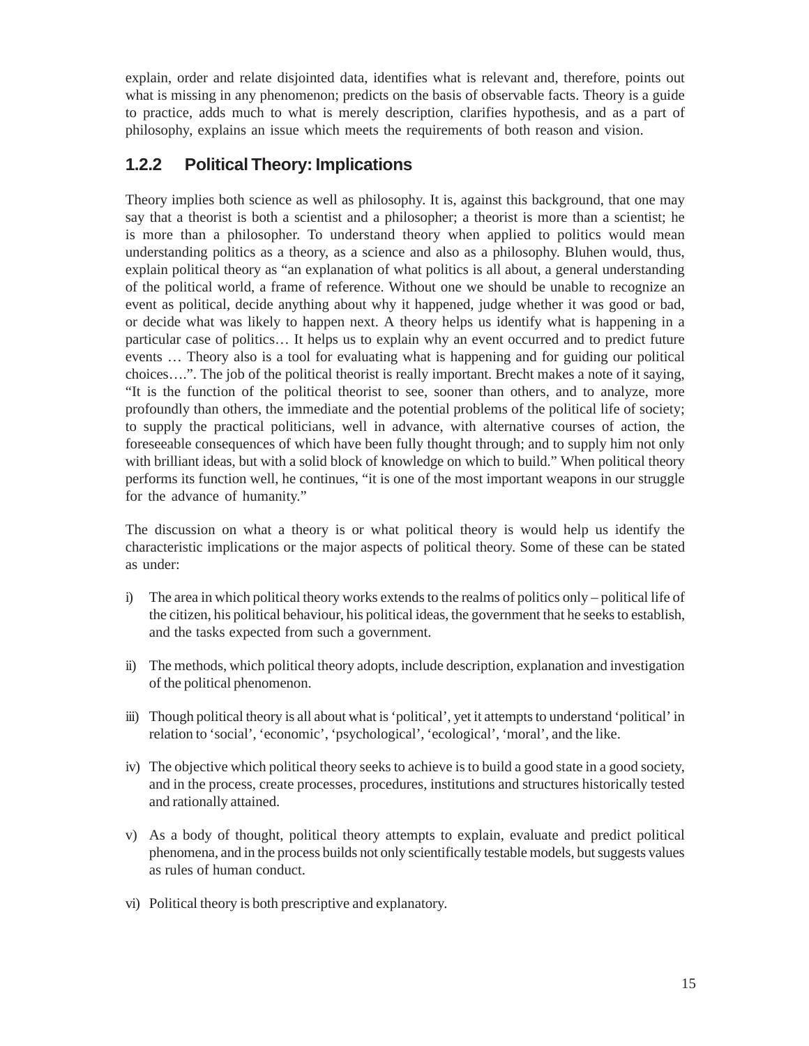explain, order and relate disjointed data, identifies what is relevant and, therefore, points out what is missing in any phenomenon; predicts on the basis of observable facts. Theory is a guide to practice, adds much to what is merely description, clarifies hypothesis, and as a part of philosophy, explains an issue which meets the requirements of both reason and vision.

### 1.2.2 Political Theory: Implications

Theory implies both science as well as philosophy. It is, against this background, that one may say that a theorist is both a scientist and a philosopher; a theorist is more than a scientist; he is more than a philosopher. To understand theory when applied to politics would mean understanding politics as a theory, as a science and also as a philosophy. Bluhen would, thus, explain political theory as "an explanation of what politics is all about, a general understanding of the political world, a frame of reference. Without one we should be unable to recognize an event as political, decide anything about why it happened, judge whether it was good or bad, or decide what was likely to happen next. A theory helps us identify what is happening in a particular case of politics… It helps us to explain why an event occurred and to predict future events … Theory also is a tool for evaluating what is happening and for guiding our political choices….". The job of the political theorist is really important. Brecht makes a note of it saying, "It is the function of the political theorist to see, sooner than others, and to analyze, more profoundly than others, the immediate and the potential problems of the political life of society; to supply the practical politicians, well in advance, with alternative courses of action, the foreseeable consequences of which have been fully thought through; and to supply him not only with brilliant ideas, but with a solid block of knowledge on which to build." When political theory performs its function well, he continues, "it is one of the most important weapons in our struggle for the advance of humanity."

The discussion on what a theory is or what political theory is would help us identify the characteristic implications or the major aspects of political theory. Some of these can be stated as under:

i) The area in which political theory works extends to the realms of politics only – political life of the citizen, his political behaviour, his political ideas, the government that he seeks to establish, and the tasks expected from such a government.

ii) The methods, which political theory adopts, include description, explanation and investigation of the political phenomenon.

iii) Though political theory is all about what is 'political', yet it attempts to understand 'political' in relation to 'social', 'economic', 'psychological', 'ecological', 'moral', and the like.

iv) The objective which political theory seeks to achieve is to build a good state in a good society, and in the process, create processes, procedures, institutions and structures historically tested and rationally attained.

v) As a body of thought, political theory attempts to explain, evaluate and predict political phenomena, and in the process builds not only scientifically testable models, but suggests values as rules of human conduct.

vi) Political theory is both prescriptive and explanatory.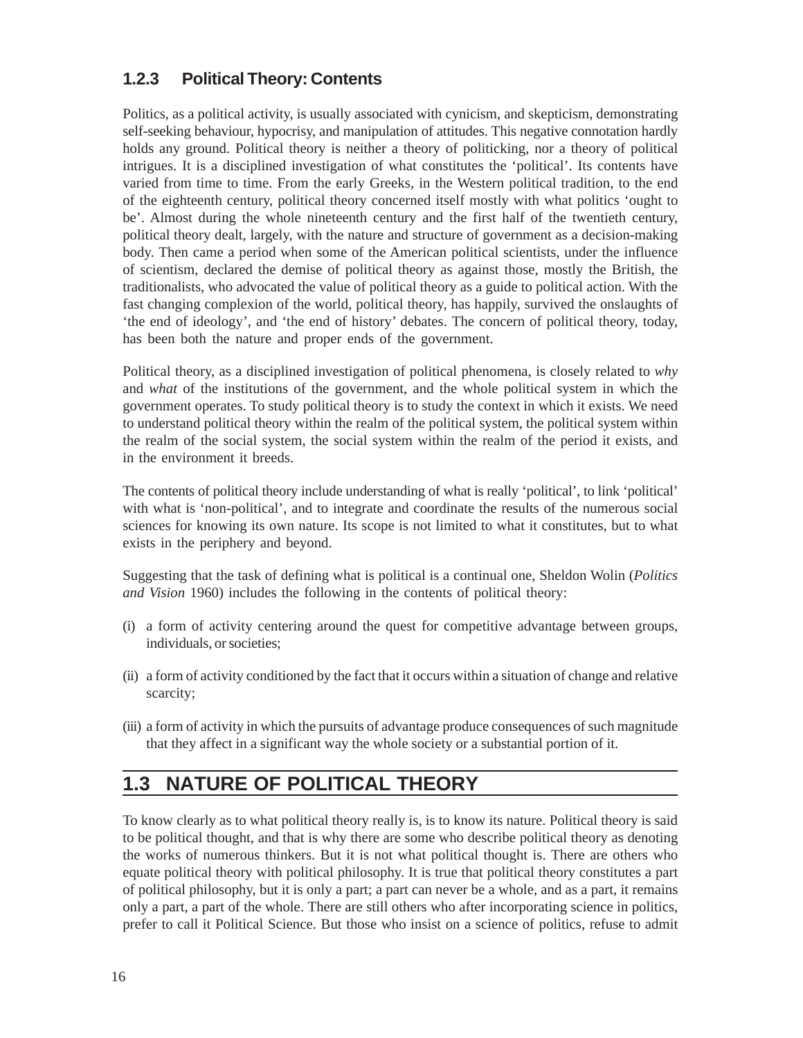### 1.2.3 Political Theory: Contents

Politics, as a political activity, is usually associated with cynicism, and skepticism, demonstrating self-seeking behaviour, hypocrisy, and manipulation of attitudes. This negative connotation hardly holds any ground. Political theory is neither a theory of politicking, nor a theory of political intrigues. It is a disciplined investigation of what constitutes the 'political'. Its contents have varied from time to time. From the early Greeks, in the Western political tradition, to the end of the eighteenth century, political theory concerned itself mostly with what politics 'ought to be'. Almost during the whole nineteenth century and the first half of the twentieth century, political theory dealt, largely, with the nature and structure of government as a decision-making body. Then came a period when some of the American political scientists, under the influence of scientism, declared the demise of political theory as against those, mostly the British, the traditionalists, who advocated the value of political theory as a guide to political action. With the fast changing complexion of the world, political theory, has happily, survived the onslaughts of 'the end of ideology', and 'the end of history' debates. The concern of political theory, today, has been both the nature and proper ends of the government.

Political theory, as a disciplined investigation of political phenomena, is closely related to *why* and *what* of the institutions of the government, and the whole political system in which the government operates. To study political theory is to study the context in which it exists. We need to understand political theory within the realm of the political system, the political system within the realm of the social system, the social system within the realm of the period it exists, and in the environment it breeds.

The contents of political theory include understanding of what is really 'political', to link 'political' with what is 'non-political', and to integrate and coordinate the results of the numerous social sciences for knowing its own nature. Its scope is not limited to what it constitutes, but to what exists in the periphery and beyond.

Suggesting that the task of defining what is political is a continual one, Sheldon Wolin (*Politics and Vision* 1960) includes the following in the contents of political theory:

(i) a form of activity centering around the quest for competitive advantage between groups, individuals, or societies;

(ii) a form of activity conditioned by the fact that it occurs within a situation of change and relative scarcity;

(iii) a form of activity in which the pursuits of advantage produce consequences of such magnitude that they affect in a significant way the whole society or a substantial portion of it.

## 1.3 NATURE OF POLITICAL THEORY

To know clearly as to what political theory really is, is to know its nature. Political theory is said to be political thought, and that is why there are some who describe political theory as denoting the works of numerous thinkers. But it is not what political thought is. There are others who equate political theory with political philosophy. It is true that political theory constitutes a part of political philosophy, but it is only a part; a part can never be a whole, and as a part, it remains only a part, a part of the whole. There are still others who after incorporating science in politics, prefer to call it Political Science. But those who insist on a science of politics, refuse to admit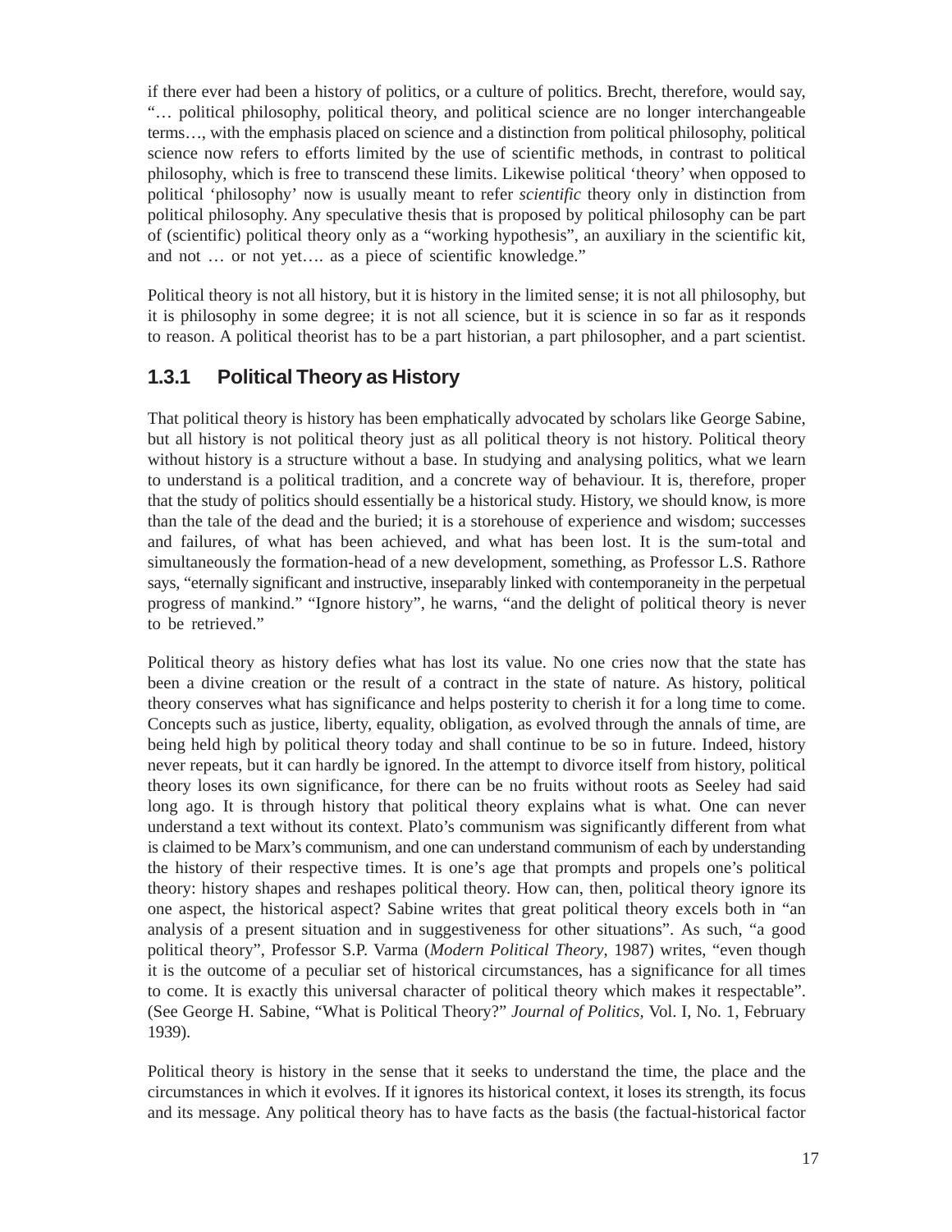if there ever had been a history of politics, or a culture of politics. Brecht, therefore, would say, "… political philosophy, political theory, and political science are no longer interchangeable terms…, with the emphasis placed on science and a distinction from political philosophy, political science now refers to efforts limited by the use of scientific methods, in contrast to political philosophy, which is free to transcend these limits. Likewise political 'theory' when opposed to political 'philosophy' now is usually meant to refer *scientific* theory only in distinction from political philosophy. Any speculative thesis that is proposed by political philosophy can be part of (scientific) political theory only as a "working hypothesis", an auxiliary in the scientific kit, and not … or not yet…. as a piece of scientific knowledge."

Political theory is not all history, but it is history in the limited sense; it is not all philosophy, but it is philosophy in some degree; it is not all science, but it is science in so far as it responds to reason. A political theorist has to be a part historian, a part philosopher, and a part scientist.

### 1.3.1 Political Theory as History

That political theory is history has been emphatically advocated by scholars like George Sabine, but all history is not political theory just as all political theory is not history. Political theory without history is a structure without a base. In studying and analysing politics, what we learn to understand is a political tradition, and a concrete way of behaviour. It is, therefore, proper that the study of politics should essentially be a historical study. History, we should know, is more than the tale of the dead and the buried; it is a storehouse of experience and wisdom; successes and failures, of what has been achieved, and what has been lost. It is the sum-total and simultaneously the formation-head of a new development, something, as Professor L.S. Rathore says, "eternally significant and instructive, inseparably linked with contemporaneity in the perpetual progress of mankind." "Ignore history", he warns, "and the delight of political theory is never to be retrieved."

Political theory as history defies what has lost its value. No one cries now that the state has been a divine creation or the result of a contract in the state of nature. As history, political theory conserves what has significance and helps posterity to cherish it for a long time to come. Concepts such as justice, liberty, equality, obligation, as evolved through the annals of time, are being held high by political theory today and shall continue to be so in future. Indeed, history never repeats, but it can hardly be ignored. In the attempt to divorce itself from history, political theory loses its own significance, for there can be no fruits without roots as Seeley had said long ago. It is through history that political theory explains what is what. One can never understand a text without its context. Plato's communism was significantly different from what is claimed to be Marx's communism, and one can understand communism of each by understanding the history of their respective times. It is one's age that prompts and propels one's political theory: history shapes and reshapes political theory. How can, then, political theory ignore its one aspect, the historical aspect? Sabine writes that great political theory excels both in "an analysis of a present situation and in suggestiveness for other situations". As such, "a good political theory", Professor S.P. Varma (*Modern Political Theory*, 1987) writes, "even though it is the outcome of a peculiar set of historical circumstances, has a significance for all times to come. It is exactly this universal character of political theory which makes it respectable". (See George H. Sabine, "What is Political Theory?" *Journal of Politics*, Vol. I, No. 1, February 1939).

Political theory is history in the sense that it seeks to understand the time, the place and the circumstances in which it evolves. If it ignores its historical context, it loses its strength, its focus and its message. Any political theory has to have facts as the basis (the factual-historical factor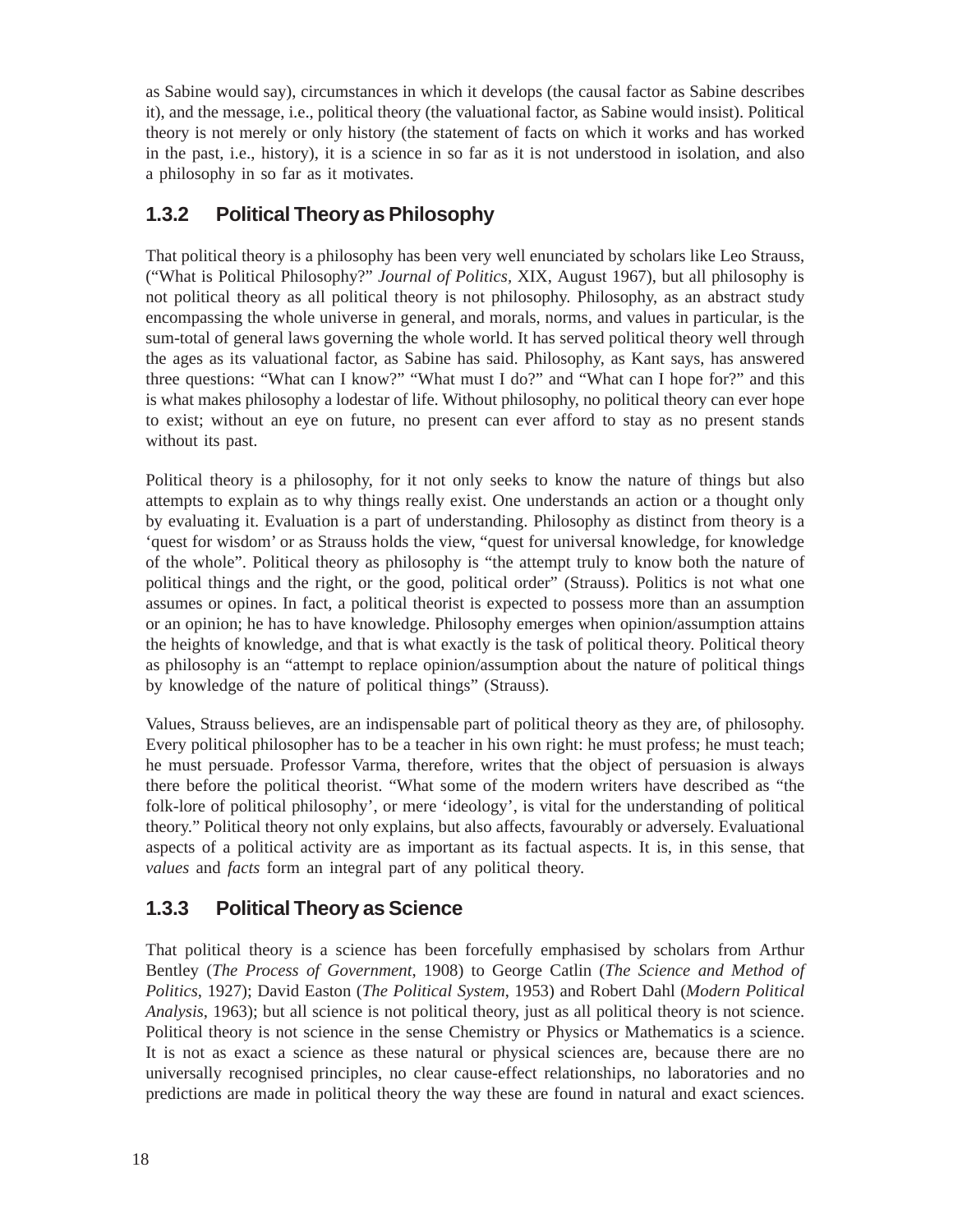as Sabine would say), circumstances in which it develops (the causal factor as Sabine describes it), and the message, i.e., political theory (the valuational factor, as Sabine would insist). Political theory is not merely or only history (the statement of facts on which it works and has worked in the past, i.e., history), it is a science in so far as it is not understood in isolation, and also a philosophy in so far as it motivates.

### 1.3.2 Political Theory as Philosophy

That political theory is a philosophy has been very well enunciated by scholars like Leo Strauss, ("What is Political Philosophy?" *Journal of Politics*, XIX, August 1967), but all philosophy is not political theory as all political theory is not philosophy. Philosophy, as an abstract study encompassing the whole universe in general, and morals, norms, and values in particular, is the sum-total of general laws governing the whole world. It has served political theory well through the ages as its valuational factor, as Sabine has said. Philosophy, as Kant says, has answered three questions: "What can I know?" "What must I do?" and "What can I hope for?" and this is what makes philosophy a lodestar of life. Without philosophy, no political theory can ever hope to exist; without an eye on future, no present can ever afford to stay as no present stands without its past.

Political theory is a philosophy, for it not only seeks to know the nature of things but also attempts to explain as to why things really exist. One understands an action or a thought only by evaluating it. Evaluation is a part of understanding. Philosophy as distinct from theory is a 'quest for wisdom' or as Strauss holds the view, "quest for universal knowledge, for knowledge of the whole". Political theory as philosophy is "the attempt truly to know both the nature of political things and the right, or the good, political order" (Strauss). Politics is not what one assumes or opines. In fact, a political theorist is expected to possess more than an assumption or an opinion; he has to have knowledge. Philosophy emerges when opinion/assumption attains the heights of knowledge, and that is what exactly is the task of political theory. Political theory as philosophy is an "attempt to replace opinion/assumption about the nature of political things by knowledge of the nature of political things" (Strauss).

Values, Strauss believes, are an indispensable part of political theory as they are, of philosophy. Every political philosopher has to be a teacher in his own right: he must profess; he must teach; he must persuade. Professor Varma, therefore, writes that the object of persuasion is always there before the political theorist. "What some of the modern writers have described as "the folk-lore of political philosophy', or mere 'ideology', is vital for the understanding of political theory." Political theory not only explains, but also affects, favourably or adversely. Evaluational aspects of a political activity are as important as its factual aspects. It is, in this sense, that *values* and *facts* form an integral part of any political theory.

### 1.3.3 Political Theory as Science

That political theory is a science has been forcefully emphasised by scholars from Arthur Bentley (*The Process of Government*, 1908) to George Catlin (*The Science and Method of Politics*, 1927); David Easton (*The Political System*, 1953) and Robert Dahl (*Modern Political Analysis*, 1963); but all science is not political theory, just as all political theory is not science. Political theory is not science in the sense Chemistry or Physics or Mathematics is a science. It is not as exact a science as these natural or physical sciences are, because there are no universally recognised principles, no clear cause-effect relationships, no laboratories and no predictions are made in political theory the way these are found in natural and exact sciences.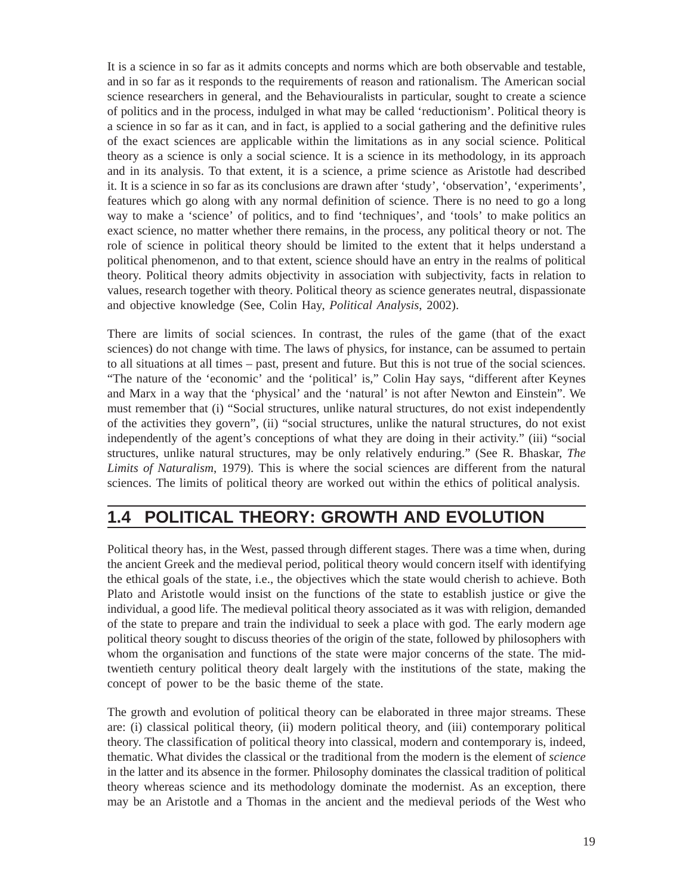It is a science in so far as it admits concepts and norms which are both observable and testable, and in so far as it responds to the requirements of reason and rationalism. The American social science researchers in general, and the Behaviouralists in particular, sought to create a science of politics and in the process, indulged in what may be called 'reductionism'. Political theory is a science in so far as it can, and in fact, is applied to a social gathering and the definitive rules of the exact sciences are applicable within the limitations as in any social science. Political theory as a science is only a social science. It is a science in its methodology, in its approach and in its analysis. To that extent, it is a science, a prime science as Aristotle had described it. It is a science in so far as its conclusions are drawn after 'study', 'observation', 'experiments', features which go along with any normal definition of science. There is no need to go a long way to make a 'science' of politics, and to find 'techniques', and 'tools' to make politics an exact science, no matter whether there remains, in the process, any political theory or not. The role of science in political theory should be limited to the extent that it helps understand a political phenomenon, and to that extent, science should have an entry in the realms of political theory. Political theory admits objectivity in association with subjectivity, facts in relation to values, research together with theory. Political theory as science generates neutral, dispassionate and objective knowledge (See, Colin Hay, *Political Analysis*, 2002).

There are limits of social sciences. In contrast, the rules of the game (that of the exact sciences) do not change with time. The laws of physics, for instance, can be assumed to pertain to all situations at all times – past, present and future. But this is not true of the social sciences. "The nature of the 'economic' and the 'political' is," Colin Hay says, "different after Keynes and Marx in a way that the 'physical' and the 'natural' is not after Newton and Einstein". We must remember that (i) "Social structures, unlike natural structures, do not exist independently of the activities they govern", (ii) "social structures, unlike the natural structures, do not exist independently of the agent's conceptions of what they are doing in their activity." (iii) "social structures, unlike natural structures, may be only relatively enduring." (See R. Bhaskar, *The Limits of Naturalism*, 1979). This is where the social sciences are different from the natural sciences. The limits of political theory are worked out within the ethics of political analysis.

## 1.4 POLITICAL THEORY: GROWTH AND EVOLUTION

Political theory has, in the West, passed through different stages. There was a time when, during the ancient Greek and the medieval period, political theory would concern itself with identifying the ethical goals of the state, i.e., the objectives which the state would cherish to achieve. Both Plato and Aristotle would insist on the functions of the state to establish justice or give the individual, a good life. The medieval political theory associated as it was with religion, demanded of the state to prepare and train the individual to seek a place with god. The early modern age political theory sought to discuss theories of the origin of the state, followed by philosophers with whom the organisation and functions of the state were major concerns of the state. The mid-twentieth century political theory dealt largely with the institutions of the state, making the concept of power to be the basic theme of the state.

The growth and evolution of political theory can be elaborated in three major streams. These are: (i) classical political theory, (ii) modern political theory, and (iii) contemporary political theory. The classification of political theory into classical, modern and contemporary is, indeed, thematic. What divides the classical or the traditional from the modern is the element of *science* in the latter and its absence in the former. Philosophy dominates the classical tradition of political theory whereas science and its methodology dominate the modernist. As an exception, there may be an Aristotle and a Thomas in the ancient and the medieval periods of the West who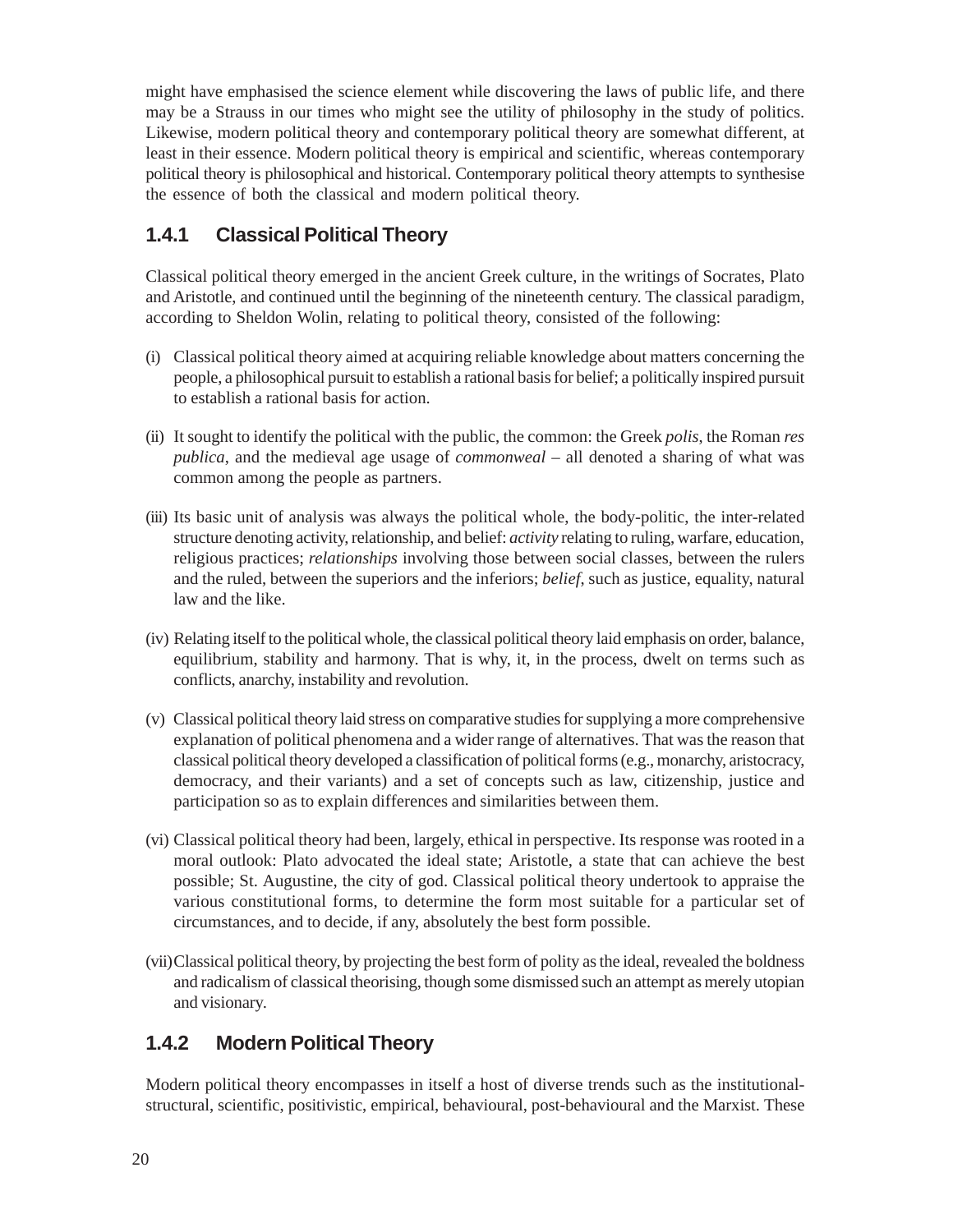might have emphasised the science element while discovering the laws of public life, and there may be a Strauss in our times who might see the utility of philosophy in the study of politics. Likewise, modern political theory and contemporary political theory are somewhat different, at least in their essence. Modern political theory is empirical and scientific, whereas contemporary political theory is philosophical and historical. Contemporary political theory attempts to synthesise the essence of both the classical and modern political theory.

### 1.4.1 Classical Political Theory

Classical political theory emerged in the ancient Greek culture, in the writings of Socrates, Plato and Aristotle, and continued until the beginning of the nineteenth century. The classical paradigm, according to Sheldon Wolin, relating to political theory, consisted of the following:

(i) Classical political theory aimed at acquiring reliable knowledge about matters concerning the people, a philosophical pursuit to establish a rational basis for belief; a politically inspired pursuit to establish a rational basis for action.

(ii) It sought to identify the political with the public, the common: the Greek *polis*, the Roman *res publica*, and the medieval age usage of *commonweal* – all denoted a sharing of what was common among the people as partners.

(iii) Its basic unit of analysis was always the political whole, the body-politic, the inter-related structure denoting activity, relationship, and belief: *activity* relating to ruling, warfare, education, religious practices; *relationships* involving those between social classes, between the rulers and the ruled, between the superiors and the inferiors; *belief*, such as justice, equality, natural law and the like.

(iv) Relating itself to the political whole, the classical political theory laid emphasis on order, balance, equilibrium, stability and harmony. That is why, it, in the process, dwelt on terms such as conflicts, anarchy, instability and revolution.

(v) Classical political theory laid stress on comparative studies for supplying a more comprehensive explanation of political phenomena and a wider range of alternatives. That was the reason that classical political theory developed a classification of political forms (e.g., monarchy, aristocracy, democracy, and their variants) and a set of concepts such as law, citizenship, justice and participation so as to explain differences and similarities between them.

(vi) Classical political theory had been, largely, ethical in perspective. Its response was rooted in a moral outlook: Plato advocated the ideal state; Aristotle, a state that can achieve the best possible; St. Augustine, the city of god. Classical political theory undertook to appraise the various constitutional forms, to determine the form most suitable for a particular set of circumstances, and to decide, if any, absolutely the best form possible.

(vii) Classical political theory, by projecting the best form of polity as the ideal, revealed the boldness and radicalism of classical theorising, though some dismissed such an attempt as merely utopian and visionary.

### 1.4.2 Modern Political Theory

Modern political theory encompasses in itself a host of diverse trends such as the institutional-structural, scientific, positivistic, empirical, behavioural, post-behavioural and the Marxist. These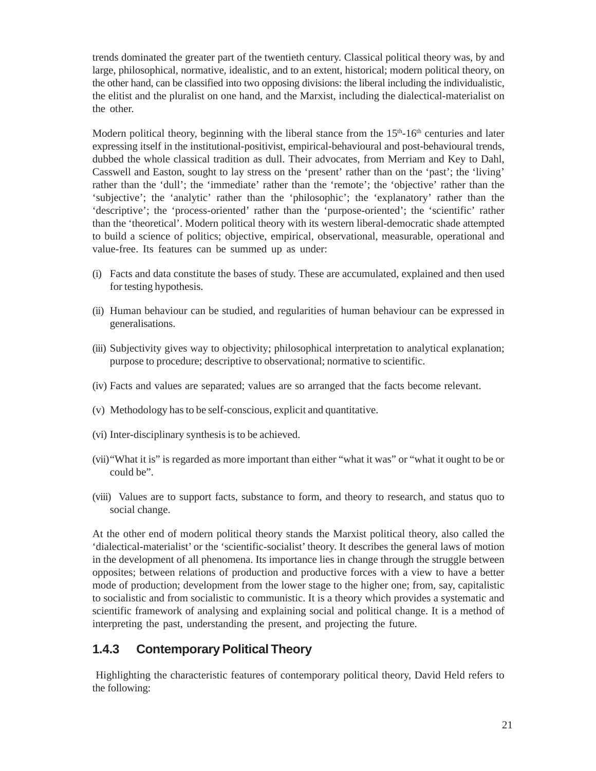trends dominated the greater part of the twentieth century. Classical political theory was, by and large, philosophical, normative, idealistic, and to an extent, historical; modern political theory, on the other hand, can be classified into two opposing divisions: the liberal including the individualistic, the elitist and the pluralist on one hand, and the Marxist, including the dialectical-materialist on the other.

Modern political theory, beginning with the liberal stance from the 15th-16th centuries and later expressing itself in the institutional-positivist, empirical-behavioural and post-behavioural trends, dubbed the whole classical tradition as dull. Their advocates, from Merriam and Key to Dahl, Casswell and Easton, sought to lay stress on the 'present' rather than on the 'past'; the 'living' rather than the 'dull'; the 'immediate' rather than the 'remote'; the 'objective' rather than the 'subjective'; the 'analytic' rather than the 'philosophic'; the 'explanatory' rather than the 'descriptive'; the 'process-oriented' rather than the 'purpose-oriented'; the 'scientific' rather than the 'theoretical'. Modern political theory with its western liberal-democratic shade attempted to build a science of politics; objective, empirical, observational, measurable, operational and value-free. Its features can be summed up as under:

(i) Facts and data constitute the bases of study. These are accumulated, explained and then used for testing hypothesis.

(ii) Human behaviour can be studied, and regularities of human behaviour can be expressed in generalisations.

(iii) Subjectivity gives way to objectivity; philosophical interpretation to analytical explanation; purpose to procedure; descriptive to observational; normative to scientific.

(iv) Facts and values are separated; values are so arranged that the facts become relevant.

(v) Methodology has to be self-conscious, explicit and quantitative.

(vi) Inter-disciplinary synthesis is to be achieved.

(vii) "What it is" is regarded as more important than either "what it was" or "what it ought to be or could be".

(viii) Values are to support facts, substance to form, and theory to research, and status quo to social change.

At the other end of modern political theory stands the Marxist political theory, also called the 'dialectical-materialist' or the 'scientific-socialist' theory. It describes the general laws of motion in the development of all phenomena. Its importance lies in change through the struggle between opposites; between relations of production and productive forces with a view to have a better mode of production; development from the lower stage to the higher one; from, say, capitalistic to socialistic and from socialistic to communistic. It is a theory which provides a systematic and scientific framework of analysing and explaining social and political change. It is a method of interpreting the past, understanding the present, and projecting the future.

### 1.4.3 Contemporary Political Theory

Highlighting the characteristic features of contemporary political theory, David Held refers to the following: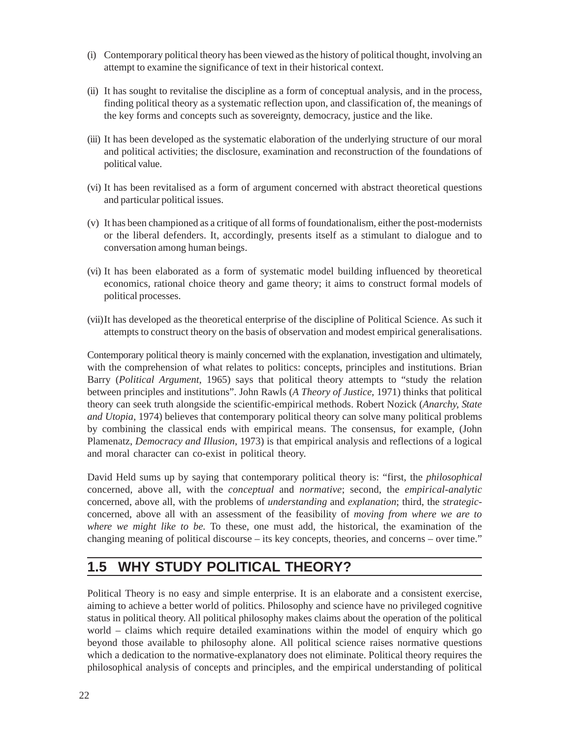(i) Contemporary political theory has been viewed as the history of political thought, involving an attempt to examine the significance of text in their historical context.

(ii) It has sought to revitalise the discipline as a form of conceptual analysis, and in the process, finding political theory as a systematic reflection upon, and classification of, the meanings of the key forms and concepts such as sovereignty, democracy, justice and the like.

(iii) It has been developed as the systematic elaboration of the underlying structure of our moral and political activities; the disclosure, examination and reconstruction of the foundations of political value.

(vi) It has been revitalised as a form of argument concerned with abstract theoretical questions and particular political issues.

(v) It has been championed as a critique of all forms of foundationalism, either the post-modernists or the liberal defenders. It, accordingly, presents itself as a stimulant to dialogue and to conversation among human beings.

(vi) It has been elaborated as a form of systematic model building influenced by theoretical economics, rational choice theory and game theory; it aims to construct formal models of political processes.

(vii) It has developed as the theoretical enterprise of the discipline of Political Science. As such it attempts to construct theory on the basis of observation and modest empirical generalisations.

Contemporary political theory is mainly concerned with the explanation, investigation and ultimately, with the comprehension of what relates to politics: concepts, principles and institutions. Brian Barry (*Political Argument*, 1965) says that political theory attempts to "study the relation between principles and institutions". John Rawls (*A Theory of Justice*, 1971) thinks that political theory can seek truth alongside the scientific-empirical methods. Robert Nozick (*Anarchy, State and Utopia*, 1974) believes that contemporary political theory can solve many political problems by combining the classical ends with empirical means. The consensus, for example, (John Plamenatz, *Democracy and Illusion*, 1973) is that empirical analysis and reflections of a logical and moral character can co-exist in political theory.

David Held sums up by saying that contemporary political theory is: "first, the *philosophical* concerned, above all, with the *conceptual* and *normative*; second, the *empirical-analytic* concerned, above all, with the problems of *understanding* and *explanation*; third, the *strategic*-concerned, above all with an assessment of the feasibility of *moving from where we are to where we might like to be.* To these, one must add, the historical, the examination of the changing meaning of political discourse – its key concepts, theories, and concerns – over time."

## 1.5 WHY STUDY POLITICAL THEORY?

Political Theory is no easy and simple enterprise. It is an elaborate and a consistent exercise, aiming to achieve a better world of politics. Philosophy and science have no privileged cognitive status in political theory. All political philosophy makes claims about the operation of the political world – claims which require detailed examinations within the model of enquiry which go beyond those available to philosophy alone. All political science raises normative questions which a dedication to the normative-explanatory does not eliminate. Political theory requires the philosophical analysis of concepts and principles, and the empirical understanding of political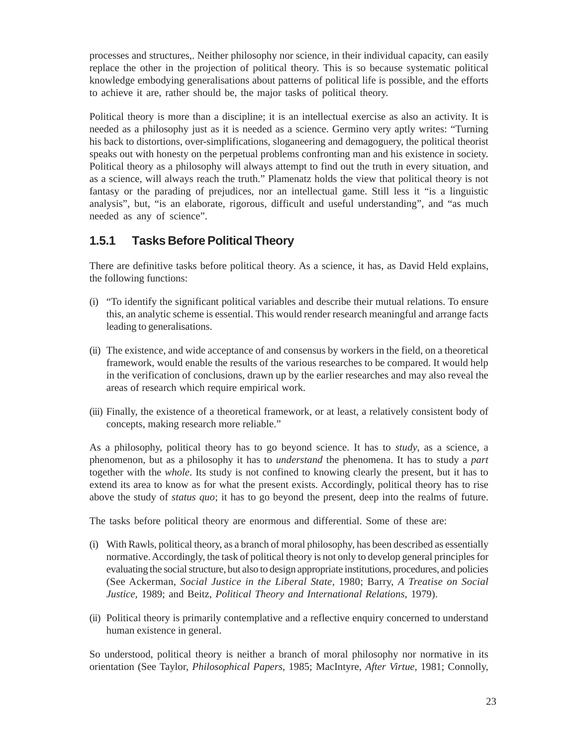processes and structures,. Neither philosophy nor science, in their individual capacity, can easily replace the other in the projection of political theory. This is so because systematic political knowledge embodying generalisations about patterns of political life is possible, and the efforts to achieve it are, rather should be, the major tasks of political theory.

Political theory is more than a discipline; it is an intellectual exercise as also an activity. It is needed as a philosophy just as it is needed as a science. Germino very aptly writes: "Turning his back to distortions, over-simplifications, sloganeering and demagoguery, the political theorist speaks out with honesty on the perpetual problems confronting man and his existence in society. Political theory as a philosophy will always attempt to find out the truth in every situation, and as a science, will always reach the truth." Plamenatz holds the view that political theory is not fantasy or the parading of prejudices, nor an intellectual game. Still less it "is a linguistic analysis", but, "is an elaborate, rigorous, difficult and useful understanding", and "as much needed as any of science".

### 1.5.1 Tasks Before Political Theory

There are definitive tasks before political theory. As a science, it has, as David Held explains, the following functions:

(i) "To identify the significant political variables and describe their mutual relations. To ensure this, an analytic scheme is essential. This would render research meaningful and arrange facts leading to generalisations.

(ii) The existence, and wide acceptance of and consensus by workers in the field, on a theoretical framework, would enable the results of the various researches to be compared. It would help in the verification of conclusions, drawn up by the earlier researches and may also reveal the areas of research which require empirical work.

(iii) Finally, the existence of a theoretical framework, or at least, a relatively consistent body of concepts, making research more reliable."

As a philosophy, political theory has to go beyond science. It has to *study*, as a science, a phenomenon, but as a philosophy it has to *understand* the phenomena. It has to study a *part* together with the *whole*. Its study is not confined to knowing clearly the present, but it has to extend its area to know as for what the present exists. Accordingly, political theory has to rise above the study of *status quo*; it has to go beyond the present, deep into the realms of future.

The tasks before political theory are enormous and differential. Some of these are:

(i) With Rawls, political theory, as a branch of moral philosophy, has been described as essentially normative. Accordingly, the task of political theory is not only to develop general principles for evaluating the social structure, but also to design appropriate institutions, procedures, and policies (See Ackerman, *Social Justice in the Liberal State*, 1980; Barry, *A Treatise on Social Justice*, 1989; and Beitz, *Political Theory and International Relations*, 1979).

(ii) Political theory is primarily contemplative and a reflective enquiry concerned to understand human existence in general.

So understood, political theory is neither a branch of moral philosophy nor normative in its orientation (See Taylor, *Philosophical Papers*, 1985; MacIntyre, *After Virtue*, 1981; Connolly,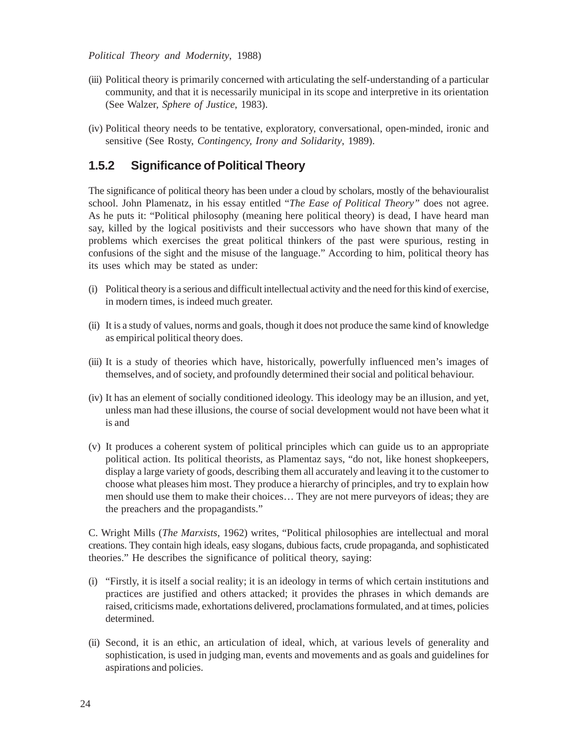*Political Theory and Modernity*, 1988)

(iii) Political theory is primarily concerned with articulating the self-understanding of a particular community, and that it is necessarily municipal in its scope and interpretive in its orientation (See Walzer, *Sphere of Justice,* 1983).

(iv) Political theory needs to be tentative, exploratory, conversational, open-minded, ironic and sensitive (See Rosty, *Contingency, Irony and Solidarity*, 1989).

### 1.5.2 Significance of Political Theory

The significance of political theory has been under a cloud by scholars, mostly of the behaviouralist school. John Plamenatz, in his essay entitled "*The Ease of Political Theory"* does not agree. As he puts it: "Political philosophy (meaning here political theory) is dead, I have heard man say, killed by the logical positivists and their successors who have shown that many of the problems which exercises the great political thinkers of the past were spurious, resting in confusions of the sight and the misuse of the language." According to him, political theory has its uses which may be stated as under:

(i) Political theory is a serious and difficult intellectual activity and the need for this kind of exercise, in modern times, is indeed much greater.

(ii) It is a study of values, norms and goals, though it does not produce the same kind of knowledge as empirical political theory does.

(iii) It is a study of theories which have, historically, powerfully influenced men's images of themselves, and of society, and profoundly determined their social and political behaviour.

(iv) It has an element of socially conditioned ideology. This ideology may be an illusion, and yet, unless man had these illusions, the course of social development would not have been what it is and

(v) It produces a coherent system of political principles which can guide us to an appropriate political action. Its political theorists, as Plamentaz says, "do not, like honest shopkeepers, display a large variety of goods, describing them all accurately and leaving it to the customer to choose what pleases him most. They produce a hierarchy of principles, and try to explain how men should use them to make their choices… They are not mere purveyors of ideas; they are the preachers and the propagandists."

C. Wright Mills (*The Marxists*, 1962) writes, "Political philosophies are intellectual and moral creations. They contain high ideals, easy slogans, dubious facts, crude propaganda, and sophisticated theories." He describes the significance of political theory, saying:

(i) "Firstly, it is itself a social reality; it is an ideology in terms of which certain institutions and practices are justified and others attacked; it provides the phrases in which demands are raised, criticisms made, exhortations delivered, proclamations formulated, and at times, policies determined.

(ii) Second, it is an ethic, an articulation of ideal, which, at various levels of generality and sophistication, is used in judging man, events and movements and as goals and guidelines for aspirations and policies.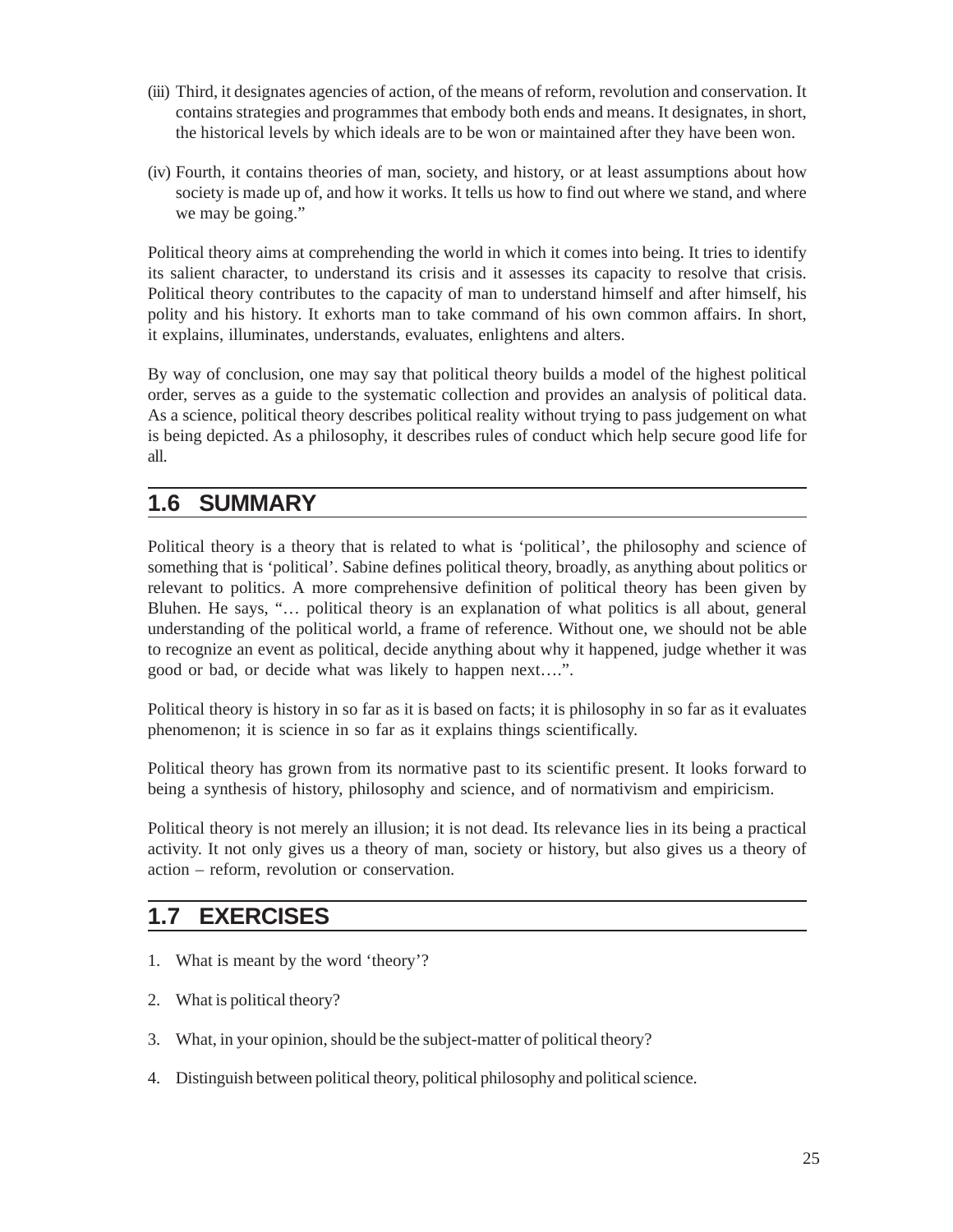(iii) Third, it designates agencies of action, of the means of reform, revolution and conservation. It contains strategies and programmes that embody both ends and means. It designates, in short, the historical levels by which ideals are to be won or maintained after they have been won.

(iv) Fourth, it contains theories of man, society, and history, or at least assumptions about how society is made up of, and how it works. It tells us how to find out where we stand, and where we may be going."

Political theory aims at comprehending the world in which it comes into being. It tries to identify its salient character, to understand its crisis and it assesses its capacity to resolve that crisis. Political theory contributes to the capacity of man to understand himself and after himself, his polity and his history. It exhorts man to take command of his own common affairs. In short, it explains, illuminates, understands, evaluates, enlightens and alters.

By way of conclusion, one may say that political theory builds a model of the highest political order, serves as a guide to the systematic collection and provides an analysis of political data. As a science, political theory describes political reality without trying to pass judgement on what is being depicted. As a philosophy, it describes rules of conduct which help secure good life for all.

## 1.6 SUMMARY

Political theory is a theory that is related to what is 'political', the philosophy and science of something that is 'political'. Sabine defines political theory, broadly, as anything about politics or relevant to politics. A more comprehensive definition of political theory has been given by Bluhen. He says, "… political theory is an explanation of what politics is all about, general understanding of the political world, a frame of reference. Without one, we should not be able to recognize an event as political, decide anything about why it happened, judge whether it was good or bad, or decide what was likely to happen next….".

Political theory is history in so far as it is based on facts; it is philosophy in so far as it evaluates phenomenon; it is science in so far as it explains things scientifically.

Political theory has grown from its normative past to its scientific present. It looks forward to being a synthesis of history, philosophy and science, and of normativism and empiricism.

Political theory is not merely an illusion; it is not dead. Its relevance lies in its being a practical activity. It not only gives us a theory of man, society or history, but also gives us a theory of action – reform, revolution or conservation.

## 1.7 EXERCISES

1. What is meant by the word 'theory'?
2. What is political theory?
3. What, in your opinion, should be the subject-matter of political theory?
4. Distinguish between political theory, political philosophy and political science.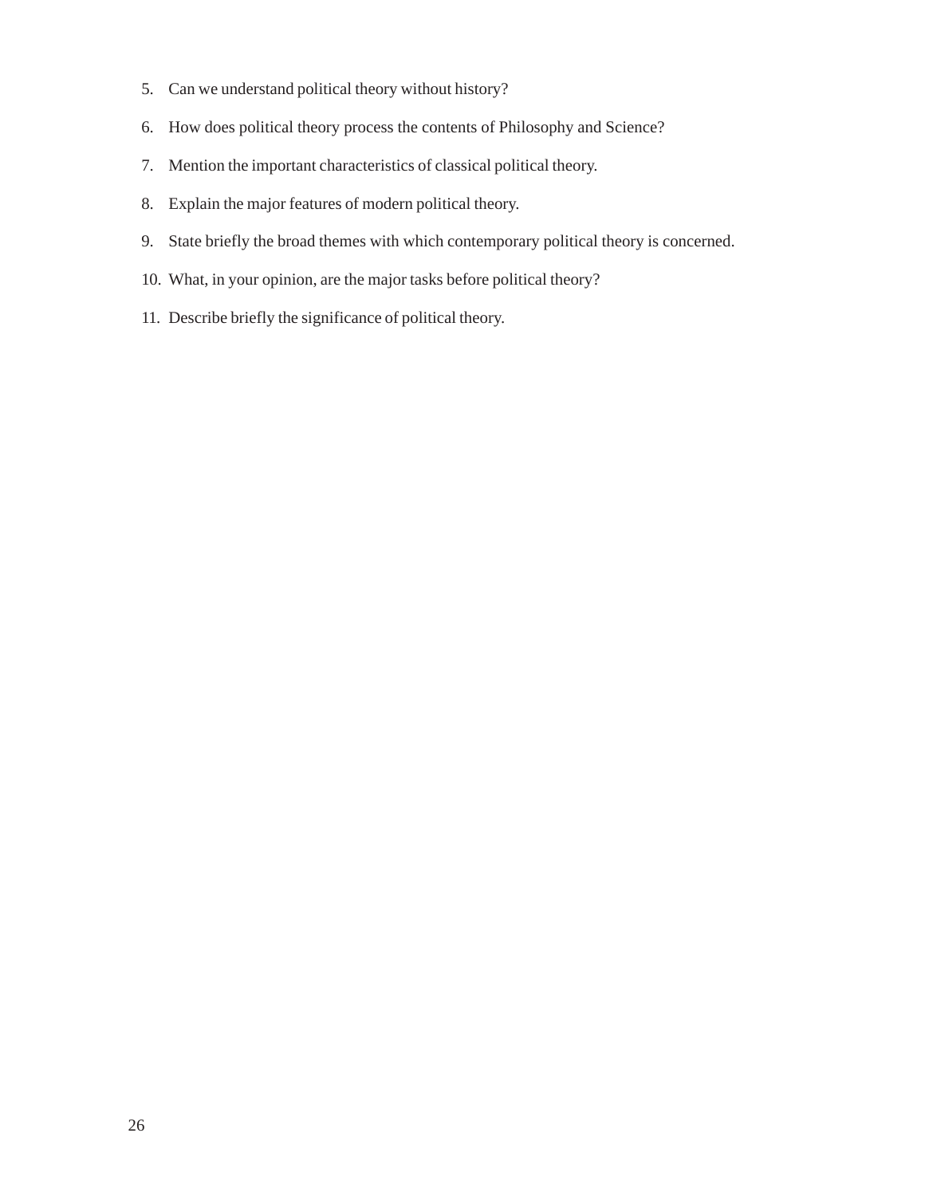5. Can we understand political theory without history?
6. How does political theory process the contents of Philosophy and Science?
7. Mention the important characteristics of classical political theory.
8. Explain the major features of modern political theory.
9. State briefly the broad themes with which contemporary political theory is concerned.
10. What, in your opinion, are the major tasks before political theory?
11. Describe briefly the significance of political theory.